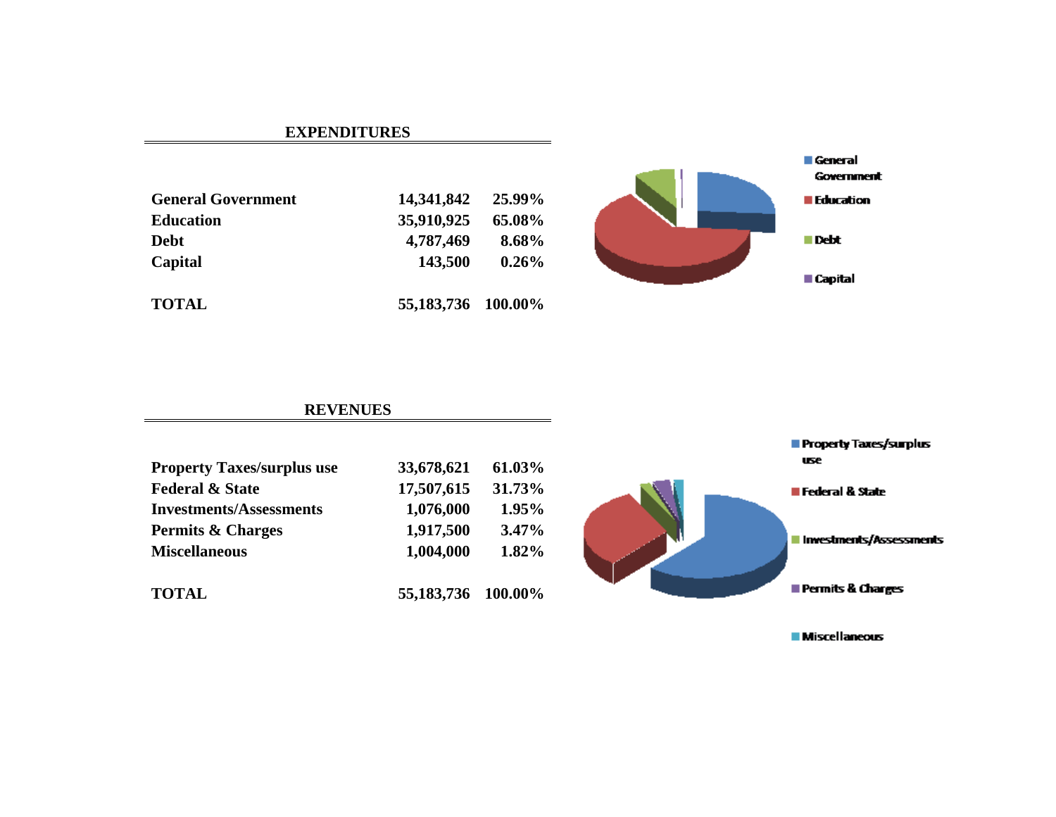## EXPENDITURES

| | | |
|---|---|---|
| **General Government** | **14,341,842** | **25.99%** |
| **Education** | **35,910,925** | **65.08%** |
| **Debt** | **4,787,469** | **8.68%** |
| **Capital** | **143,500** | **0.26%** |
| **TOTAL** | **55,183,736** | **100.00%** |

## REVENUES

| | | |
|---|---|---|
| **Property Taxes/surplus use** | **33,678,621** | **61.03%** |
| **Federal & State** | **17,507,615** | **31.73%** |
| **Investments/Assessments** | **1,076,000** | **1.95%** |
| **Permits & Charges** | **1,917,500** | **3.47%** |
| **Miscellaneous** | **1,004,000** | **1.82%** |
| **TOTAL** | **55,183,736** | **100.00%** |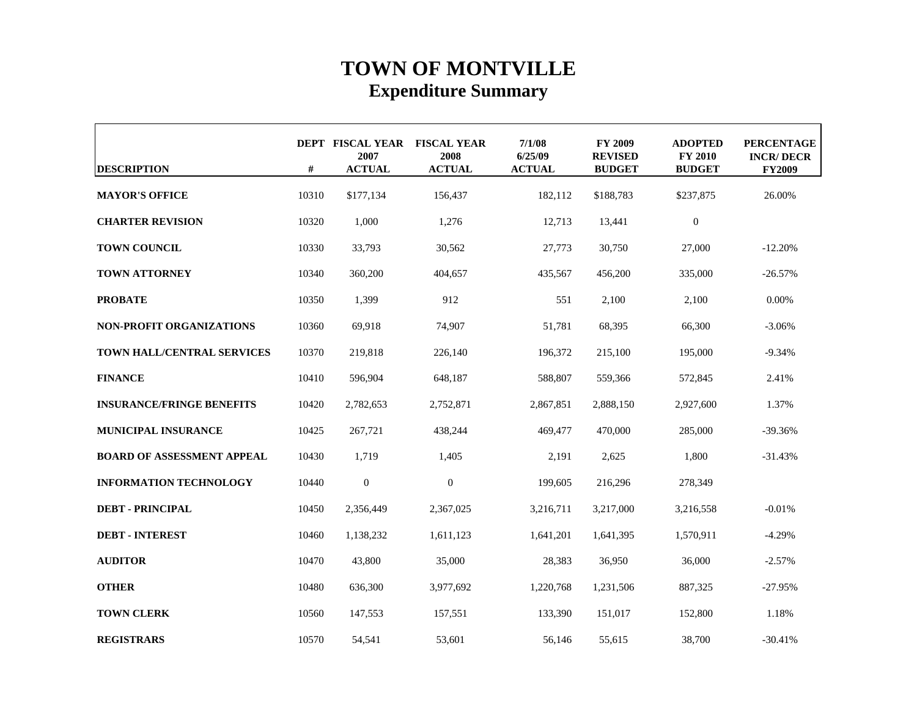# TOWN OF MONTVILLE
## Expenditure Summary

| DESCRIPTION | DEPT # | FISCAL YEAR 2007 ACTUAL | FISCAL YEAR 2008 ACTUAL | 7/1/08 6/25/09 ACTUAL | FY 2009 REVISED BUDGET | ADOPTED FY 2010 BUDGET | PERCENTAGE INCR/ DECR FY2009 |
|---|---|---|---|---|---|---|---|
| **MAYOR'S OFFICE** | 10310 | $177,134 | 156,437 | 182,112 | $188,783 | $237,875 | 26.00% |
| **CHARTER REVISION** | 10320 | 1,000 | 1,276 | 12,713 | 13,441 | 0 | |
| **TOWN COUNCIL** | 10330 | 33,793 | 30,562 | 27,773 | 30,750 | 27,000 | -12.20% |
| **TOWN ATTORNEY** | 10340 | 360,200 | 404,657 | 435,567 | 456,200 | 335,000 | -26.57% |
| **PROBATE** | 10350 | 1,399 | 912 | 551 | 2,100 | 2,100 | 0.00% |
| **NON-PROFIT ORGANIZATIONS** | 10360 | 69,918 | 74,907 | 51,781 | 68,395 | 66,300 | -3.06% |
| **TOWN HALL/CENTRAL SERVICES** | 10370 | 219,818 | 226,140 | 196,372 | 215,100 | 195,000 | -9.34% |
| **FINANCE** | 10410 | 596,904 | 648,187 | 588,807 | 559,366 | 572,845 | 2.41% |
| **INSURANCE/FRINGE BENEFITS** | 10420 | 2,782,653 | 2,752,871 | 2,867,851 | 2,888,150 | 2,927,600 | 1.37% |
| **MUNICIPAL INSURANCE** | 10425 | 267,721 | 438,244 | 469,477 | 470,000 | 285,000 | -39.36% |
| **BOARD OF ASSESSMENT APPEAL** | 10430 | 1,719 | 1,405 | 2,191 | 2,625 | 1,800 | -31.43% |
| **INFORMATION TECHNOLOGY** | 10440 | 0 | 0 | 199,605 | 216,296 | 278,349 | |
| **DEBT - PRINCIPAL** | 10450 | 2,356,449 | 2,367,025 | 3,216,711 | 3,217,000 | 3,216,558 | -0.01% |
| **DEBT - INTEREST** | 10460 | 1,138,232 | 1,611,123 | 1,641,201 | 1,641,395 | 1,570,911 | -4.29% |
| **AUDITOR** | 10470 | 43,800 | 35,000 | 28,383 | 36,950 | 36,000 | -2.57% |
| **OTHER** | 10480 | 636,300 | 3,977,692 | 1,220,768 | 1,231,506 | 887,325 | -27.95% |
| **TOWN CLERK** | 10560 | 147,553 | 157,551 | 133,390 | 151,017 | 152,800 | 1.18% |
| **REGISTRARS** | 10570 | 54,541 | 53,601 | 56,146 | 55,615 | 38,700 | -30.41% |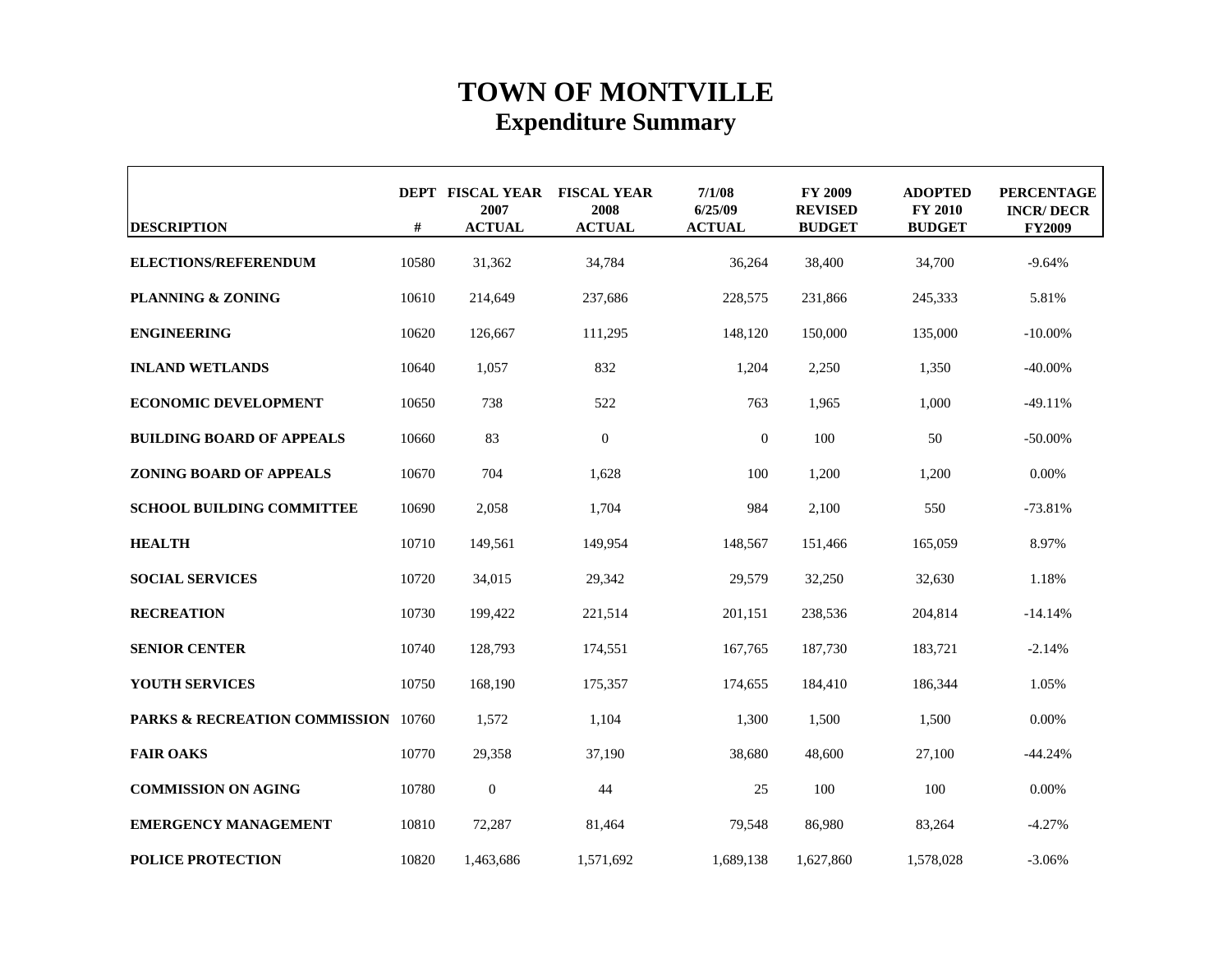# TOWN OF MONTVILLE
## Expenditure Summary

| DESCRIPTION | DEPT # | FISCAL YEAR 2007 ACTUAL | FISCAL YEAR 2008 ACTUAL | 7/1/08 6/25/09 ACTUAL | FY 2009 REVISED BUDGET | ADOPTED FY 2010 BUDGET | PERCENTAGE INCR/ DECR FY2009 |
|---|---|---|---|---|---|---|---|
| **ELECTIONS/REFERENDUM** | 10580 | 31,362 | 34,784 | 36,264 | 38,400 | 34,700 | -9.64% |
| **PLANNING & ZONING** | 10610 | 214,649 | 237,686 | 228,575 | 231,866 | 245,333 | 5.81% |
| **ENGINEERING** | 10620 | 126,667 | 111,295 | 148,120 | 150,000 | 135,000 | -10.00% |
| **INLAND WETLANDS** | 10640 | 1,057 | 832 | 1,204 | 2,250 | 1,350 | -40.00% |
| **ECONOMIC DEVELOPMENT** | 10650 | 738 | 522 | 763 | 1,965 | 1,000 | -49.11% |
| **BUILDING BOARD OF APPEALS** | 10660 | 83 | 0 | 0 | 100 | 50 | -50.00% |
| **ZONING BOARD OF APPEALS** | 10670 | 704 | 1,628 | 100 | 1,200 | 1,200 | 0.00% |
| **SCHOOL BUILDING COMMITTEE** | 10690 | 2,058 | 1,704 | 984 | 2,100 | 550 | -73.81% |
| **HEALTH** | 10710 | 149,561 | 149,954 | 148,567 | 151,466 | 165,059 | 8.97% |
| **SOCIAL SERVICES** | 10720 | 34,015 | 29,342 | 29,579 | 32,250 | 32,630 | 1.18% |
| **RECREATION** | 10730 | 199,422 | 221,514 | 201,151 | 238,536 | 204,814 | -14.14% |
| **SENIOR CENTER** | 10740 | 128,793 | 174,551 | 167,765 | 187,730 | 183,721 | -2.14% |
| **YOUTH SERVICES** | 10750 | 168,190 | 175,357 | 174,655 | 184,410 | 186,344 | 1.05% |
| **PARKS & RECREATION COMMISSION** | 10760 | 1,572 | 1,104 | 1,300 | 1,500 | 1,500 | 0.00% |
| **FAIR OAKS** | 10770 | 29,358 | 37,190 | 38,680 | 48,600 | 27,100 | -44.24% |
| **COMMISSION ON AGING** | 10780 | 0 | 44 | 25 | 100 | 100 | 0.00% |
| **EMERGENCY MANAGEMENT** | 10810 | 72,287 | 81,464 | 79,548 | 86,980 | 83,264 | -4.27% |
| **POLICE PROTECTION** | 10820 | 1,463,686 | 1,571,692 | 1,689,138 | 1,627,860 | 1,578,028 | -3.06% |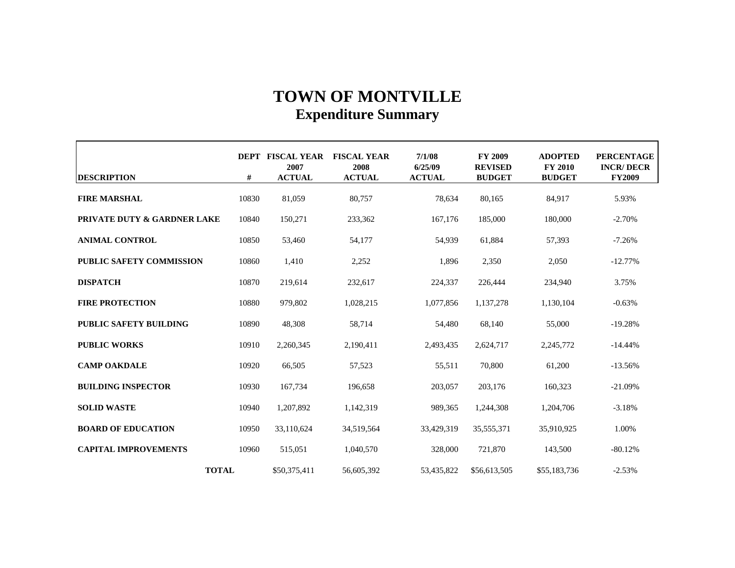# TOWN OF MONTVILLE

## Expenditure Summary

| DESCRIPTION | DEPT # | FISCAL YEAR 2007 ACTUAL | FISCAL YEAR 2008 ACTUAL | 7/1/08 6/25/09 ACTUAL | FY 2009 REVISED BUDGET | ADOPTED FY 2010 BUDGET | PERCENTAGE INCR/ DECR FY2009 |
|---|---|---|---|---|---|---|---|
| **FIRE MARSHAL** | 10830 | 81,059 | 80,757 | 78,634 | 80,165 | 84,917 | 5.93% |
| **PRIVATE DUTY & GARDNER LAKE** | 10840 | 150,271 | 233,362 | 167,176 | 185,000 | 180,000 | -2.70% |
| **ANIMAL CONTROL** | 10850 | 53,460 | 54,177 | 54,939 | 61,884 | 57,393 | -7.26% |
| **PUBLIC SAFETY COMMISSION** | 10860 | 1,410 | 2,252 | 1,896 | 2,350 | 2,050 | -12.77% |
| **DISPATCH** | 10870 | 219,614 | 232,617 | 224,337 | 226,444 | 234,940 | 3.75% |
| **FIRE PROTECTION** | 10880 | 979,802 | 1,028,215 | 1,077,856 | 1,137,278 | 1,130,104 | -0.63% |
| **PUBLIC SAFETY BUILDING** | 10890 | 48,308 | 58,714 | 54,480 | 68,140 | 55,000 | -19.28% |
| **PUBLIC WORKS** | 10910 | 2,260,345 | 2,190,411 | 2,493,435 | 2,624,717 | 2,245,772 | -14.44% |
| **CAMP OAKDALE** | 10920 | 66,505 | 57,523 | 55,511 | 70,800 | 61,200 | -13.56% |
| **BUILDING INSPECTOR** | 10930 | 167,734 | 196,658 | 203,057 | 203,176 | 160,323 | -21.09% |
| **SOLID WASTE** | 10940 | 1,207,892 | 1,142,319 | 989,365 | 1,244,308 | 1,204,706 | -3.18% |
| **BOARD OF EDUCATION** | 10950 | 33,110,624 | 34,519,564 | 33,429,319 | 35,555,371 | 35,910,925 | 1.00% |
| **CAPITAL IMPROVEMENTS** | 10960 | 515,051 | 1,040,570 | 328,000 | 721,870 | 143,500 | -80.12% |
| **TOTAL** | | $50,375,411 | 56,605,392 | 53,435,822 | $56,613,505 | $55,183,736 | -2.53% |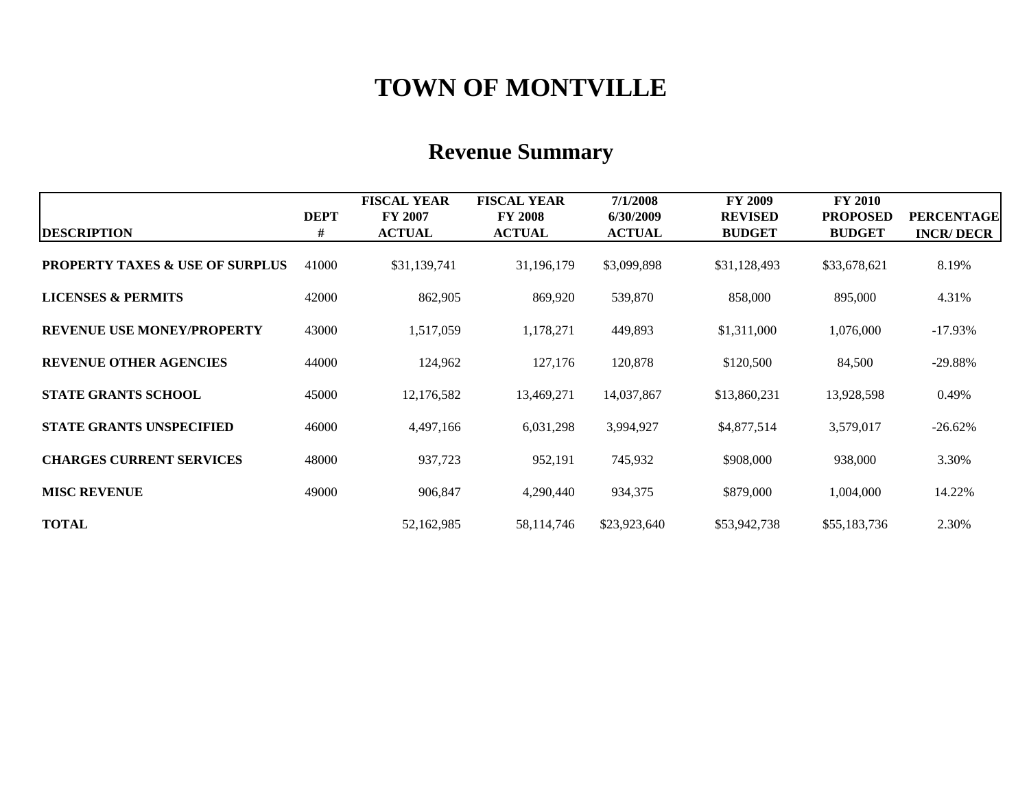# TOWN OF MONTVILLE

## Revenue Summary

| DESCRIPTION | DEPT # | FISCAL YEAR FY 2007 ACTUAL | FISCAL YEAR FY 2008 ACTUAL | 7/1/2008 6/30/2009 ACTUAL | FY 2009 REVISED BUDGET | FY 2010 PROPOSED BUDGET | PERCENTAGE INCR/ DECR |
|---|---|---|---|---|---|---|---|
| **PROPERTY TAXES & USE OF SURPLUS** | 41000 | $31,139,741 | 31,196,179 | $3,099,898 | $31,128,493 | $33,678,621 | 8.19% |
| **LICENSES & PERMITS** | 42000 | 862,905 | 869,920 | 539,870 | 858,000 | 895,000 | 4.31% |
| **REVENUE USE MONEY/PROPERTY** | 43000 | 1,517,059 | 1,178,271 | 449,893 | $1,311,000 | 1,076,000 | -17.93% |
| **REVENUE OTHER AGENCIES** | 44000 | 124,962 | 127,176 | 120,878 | $120,500 | 84,500 | -29.88% |
| **STATE GRANTS SCHOOL** | 45000 | 12,176,582 | 13,469,271 | 14,037,867 | $13,860,231 | 13,928,598 | 0.49% |
| **STATE GRANTS UNSPECIFIED** | 46000 | 4,497,166 | 6,031,298 | 3,994,927 | $4,877,514 | 3,579,017 | -26.62% |
| **CHARGES CURRENT SERVICES** | 48000 | 937,723 | 952,191 | 745,932 | $908,000 | 938,000 | 3.30% |
| **MISC REVENUE** | 49000 | 906,847 | 4,290,440 | 934,375 | $879,000 | 1,004,000 | 14.22% |
| **TOTAL** | | 52,162,985 | 58,114,746 | $23,923,640 | $53,942,738 | $55,183,736 | 2.30% |